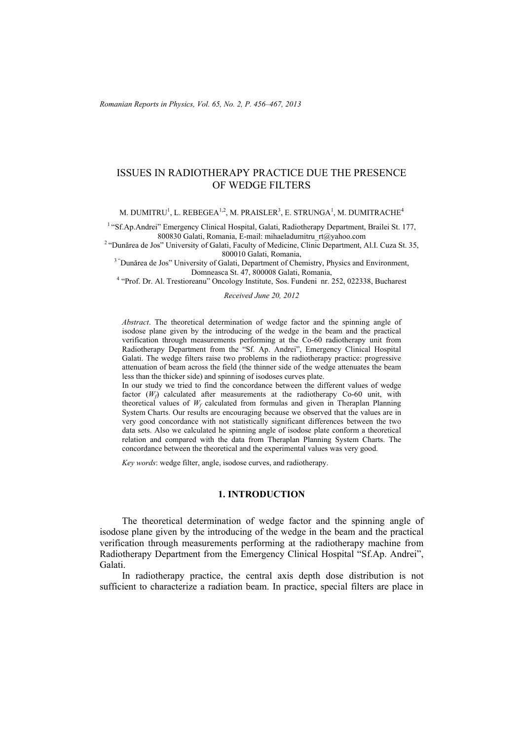# ISSUES IN RADIOTHERAPY PRACTICE DUE THE PRESENCE OF WEDGE FILTERS

M. DUMITRU[1], L. REBEGEA[1,2], M. PRAISLER[3], E. STRUNGA[1], M. DUMITRACHE[4]

[1] "Sf.Ap.Andrei" Emergency Clinical Hospital, Galati, Radiotherapy Department, Brailei St. 177, 800830 Galati, Romania, E-mail: mihaeladumitru_rt@yahoo.com

[2] "Dunărea de Jos" University of Galati, Faculty of Medicine, Clinic Department, Al.I. Cuza St. 35, 800010 Galati, Romania,

[3] "Dunărea de Jos" University of Galati, Department of Chemistry, Physics and Environment, Domneasca St. 47, 800008 Galati, Romania,

[4] "Prof. Dr. Al. Trestioreanu" Oncology Institute, Sos. Fundeni nr. 252, 022338, Bucharest

*Received June 20, 2012*

*Abstract*. The theoretical determination of wedge factor and the spinning angle of isodose plane given by the introducing of the wedge in the beam and the practical verification through measurements performing at the Co-60 radiotherapy unit from Radiotherapy Department from the "Sf. Ap. Andrei", Emergency Clinical Hospital Galati. The wedge filters raise two problems in the radiotherapy practice: progressive attenuation of beam across the field (the thinner side of the wedge attenuates the beam less than the thicker side) and spinning of isodoses curves plate.

In our study we tried to find the concordance between the different values of wedge factor ($W_f$) calculated after measurements at the radiotherapy Co-60 unit, with theoretical values of $W_f$ calculated from formulas and given in Theraplan Planning System Charts. Our results are encouraging because we observed that the values are in very good concordance with not statistically significant differences between the two data sets. Also we calculated he spinning angle of isodose plate conform a theoretical relation and compared with the data from Theraplan Planning System Charts. The concordance between the theoretical and the experimental values was very good.

*Key words*: wedge filter, angle, isodose curves, and radiotherapy.

## 1. INTRODUCTION

The theoretical determination of wedge factor and the spinning angle of isodose plane given by the introducing of the wedge in the beam and the practical verification through measurements performing at the radiotherapy machine from Radiotherapy Department from the Emergency Clinical Hospital "Sf.Ap. Andrei", Galati.

In radiotherapy practice, the central axis depth dose distribution is not sufficient to characterize a radiation beam. In practice, special filters are place in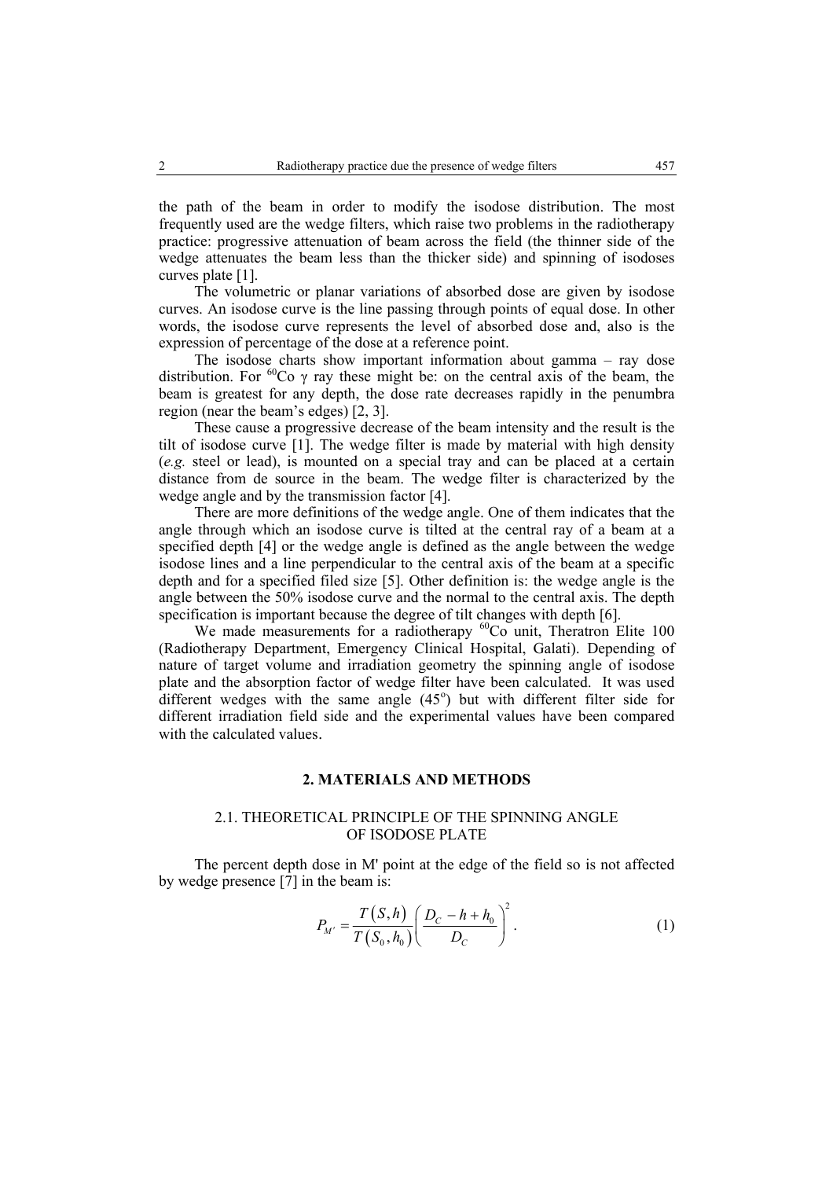the path of the beam in order to modify the isodose distribution. The most frequently used are the wedge filters, which raise two problems in the radiotherapy practice: progressive attenuation of beam across the field (the thinner side of the wedge attenuates the beam less than the thicker side) and spinning of isodoses curves plate [1].

The volumetric or planar variations of absorbed dose are given by isodose curves. An isodose curve is the line passing through points of equal dose. In other words, the isodose curve represents the level of absorbed dose and, also is the expression of percentage of the dose at a reference point.

The isodose charts show important information about gamma – ray dose distribution. For $^{60}$Co γ ray these might be: on the central axis of the beam, the beam is greatest for any depth, the dose rate decreases rapidly in the penumbra region (near the beam's edges) [2, 3].

These cause a progressive decrease of the beam intensity and the result is the tilt of isodose curve [1]. The wedge filter is made by material with high density (*e.g.* steel or lead), is mounted on a special tray and can be placed at a certain distance from de source in the beam. The wedge filter is characterized by the wedge angle and by the transmission factor [4].

There are more definitions of the wedge angle. One of them indicates that the angle through which an isodose curve is tilted at the central ray of a beam at a specified depth [4] or the wedge angle is defined as the angle between the wedge isodose lines and a line perpendicular to the central axis of the beam at a specific depth and for a specified filed size [5]. Other definition is: the wedge angle is the angle between the 50% isodose curve and the normal to the central axis. The depth specification is important because the degree of tilt changes with depth [6].

We made measurements for a radiotherapy $^{60}$Co unit, Theratron Elite 100 (Radiotherapy Department, Emergency Clinical Hospital, Galati). Depending of nature of target volume and irradiation geometry the spinning angle of isodose plate and the absorption factor of wedge filter have been calculated. It was used different wedges with the same angle (45$^{o}$) but with different filter side for different irradiation field side and the experimental values have been compared with the calculated values.

## 2. MATERIALS AND METHODS

### 2.1. THEORETICAL PRINCIPLE OF THE SPINNING ANGLE OF ISODOSE PLATE

The percent depth dose in M' point at the edge of the field so is not affected by wedge presence [7] in the beam is:

$$P_{M'} = \frac{T(S,h)}{T(S_0,h_0)}\left(\frac{D_C - h + h_0}{D_C}\right)^2 . \tag{1}$$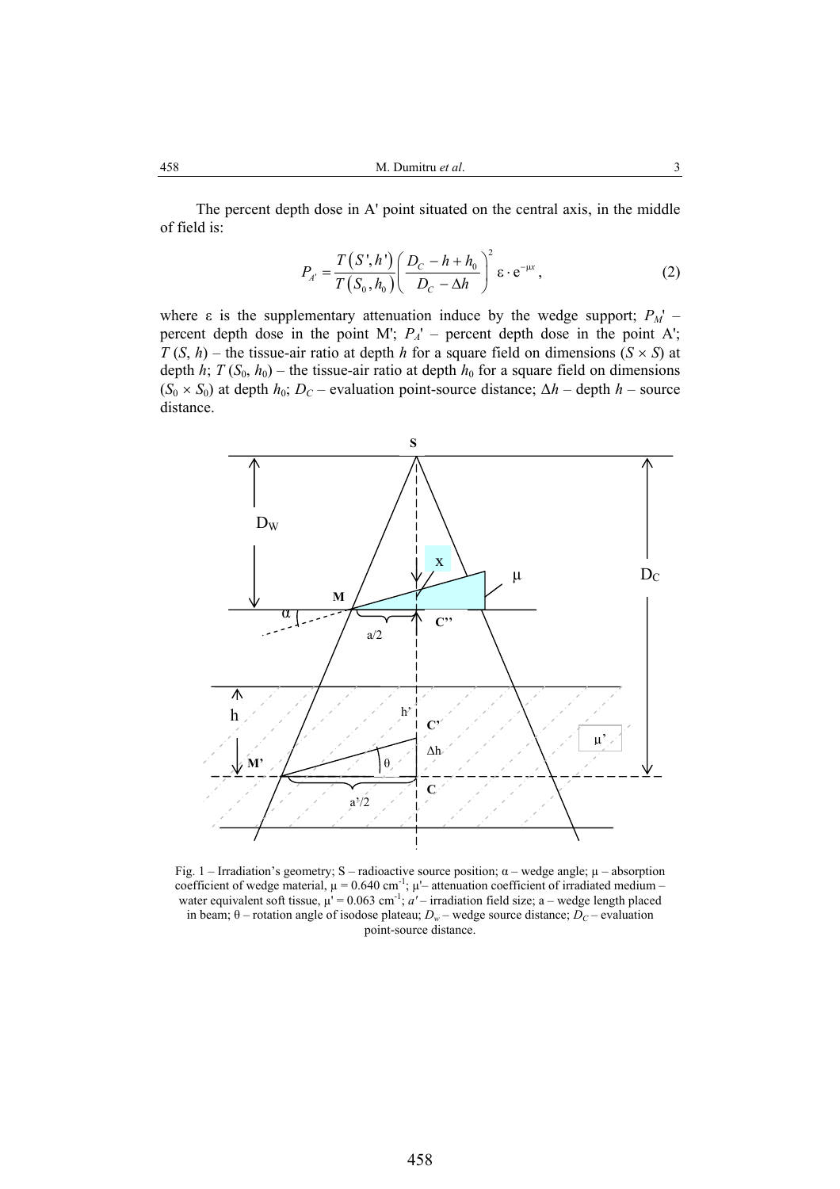The percent depth dose in A' point situated on the central axis, in the middle of field is:

$$P_{A'} = \frac{T(S',h')}{T(S_0,h_0)}\left(\frac{D_C - h + h_0}{D_C - \Delta h}\right)^2 \varepsilon \cdot \mathrm{e}^{-\mu x}, \tag{2}$$

where ε is the supplementary attenuation induce by the wedge support; $P_M'$ – percent depth dose in the point M'; $P_A'$ – percent depth dose in the point A'; $T(S, h)$ – the tissue-air ratio at depth $h$ for a square field on dimensions $(S \times S)$ at depth $h$; $T(S_0, h_0)$ – the tissue-air ratio at depth $h_0$ for a square field on dimensions $(S_0 \times S_0)$ at depth $h_0$; $D_C$ – evaluation point-source distance; $\Delta h$ – depth $h$ – source distance.

Fig. 1 – Irradiation's geometry; S – radioactive source position; α – wedge angle; μ – absorption coefficient of wedge material, μ = 0.640 cm$^{-1}$; μ'– attenuation coefficient of irradiated medium – water equivalent soft tissue, μ' = 0.063 cm$^{-1}$; $a'$ – irradiation field size; a – wedge length placed in beam; θ – rotation angle of isodose plateau; $D_w$ – wedge source distance; $D_C$ – evaluation point-source distance.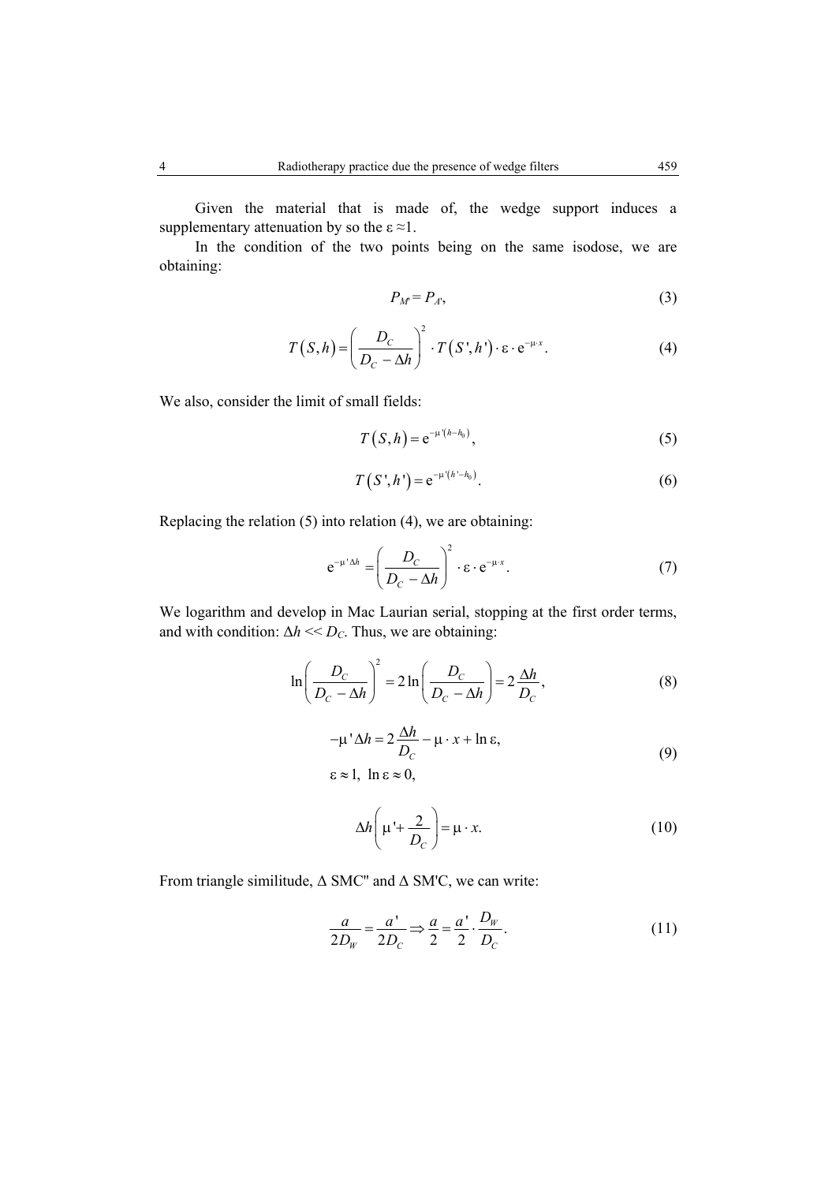Given the material that is made of, the wedge support induces a supplementary attenuation by so the $\varepsilon \approx 1$.

In the condition of the two points being on the same isodose, we are obtaining:

$$P_{M'} = P_{A'}, \tag{3}$$

$$T\left(S,h\right)=\left(\frac{D_C}{D_C-\Delta h}\right)^2\cdot T\left(S',h'\right)\cdot\varepsilon\cdot\mathrm{e}^{-\mu\cdot x}. \tag{4}$$

We also, consider the limit of small fields:

$$T\left(S,h\right)=\mathrm{e}^{-\mu'\left(h-h_0\right)}, \tag{5}$$

$$T\left(S',h'\right)=\mathrm{e}^{-\mu'\left(h'-h_0\right)}. \tag{6}$$

Replacing the relation (5) into relation (4), we are obtaining:

$$\mathrm{e}^{-\mu'\Delta h}=\left(\frac{D_C}{D_C-\Delta h}\right)^2\cdot\varepsilon\cdot\mathrm{e}^{-\mu\cdot x}. \tag{7}$$

We logarithm and develop in Mac Laurian serial, stopping at the first order terms, and with condition: $\Delta h \ll D_C$. Thus, we are obtaining:

$$\ln\left(\frac{D_C}{D_C-\Delta h}\right)^2=2\ln\left(\frac{D_C}{D_C-\Delta h}\right)=2\frac{\Delta h}{D_C}, \tag{8}$$

$$\begin{gathered}-\mu'\Delta h=2\frac{\Delta h}{D_C}-\mu\cdot x+\ln\varepsilon,\\ \varepsilon\approx 1,\ \ln\varepsilon\approx 0,\end{gathered} \tag{9}$$

$$\Delta h\left(\mu'+\frac{2}{D_C}\right)=\mu\cdot x. \tag{10}$$

From triangle similitude, Δ SMC'' and Δ SM'C, we can write:

$$\frac{a}{2D_W}=\frac{a'}{2D_C}\Rightarrow\frac{a}{2}=\frac{a'}{2}\cdot\frac{D_W}{D_C}. \tag{11}$$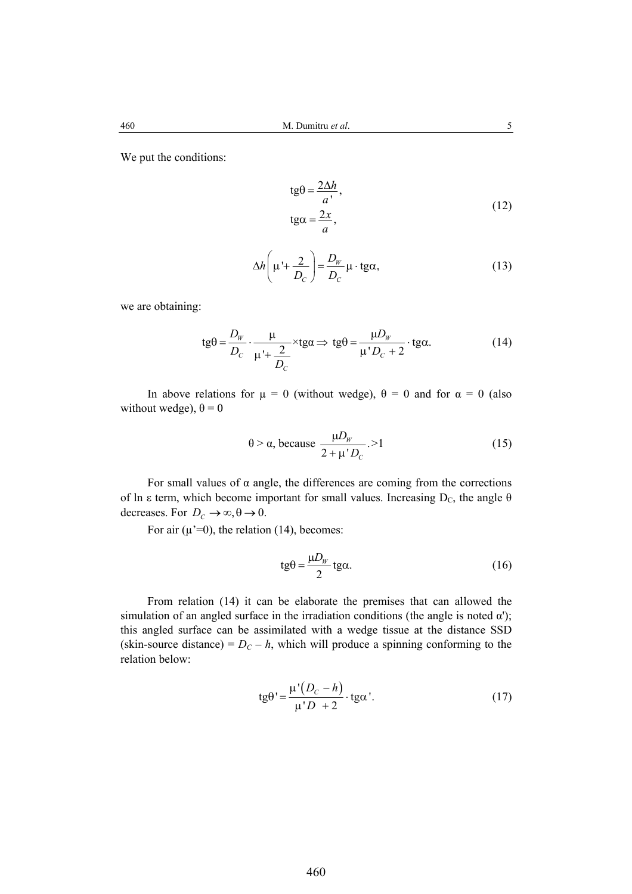We put the conditions:

$$\mathrm{tg}\theta = \frac{2\Delta h}{a'},$$
$$\mathrm{tg}\alpha = \frac{2x}{a}, \tag{12}$$

$$\Delta h\left(\mu' + \frac{2}{D_C}\right) = \frac{D_W}{D_C}\mu \cdot \mathrm{tg}\alpha, \tag{13}$$

we are obtaining:

$$\mathrm{tg}\theta = \frac{D_W}{D_C} \cdot \frac{\mu}{\mu' + \dfrac{2}{D_C}} \times \mathrm{tg}\alpha \Rightarrow \mathrm{tg}\theta = \frac{\mu D_W}{\mu' D_C + 2} \cdot \mathrm{tg}\alpha. \tag{14}$$

In above relations for μ = 0 (without wedge), θ = 0 and for α = 0 (also without wedge), θ = 0

$$\theta > \alpha, \text{ because } \frac{\mu D_W}{2 + \mu' D_C}. > 1 \tag{15}$$

For small values of α angle, the differences are coming from the corrections of ln ε term, which become important for small values. Increasing $D_C$, the angle θ decreases. For $D_C \to \infty, \theta \to 0$.

For air (μ'=0), the relation (14), becomes:

$$\mathrm{tg}\theta = \frac{\mu D_W}{2}\mathrm{tg}\alpha. \tag{16}$$

From relation (14) it can be elaborate the premises that can allowed the simulation of an angled surface in the irradiation conditions (the angle is noted α'); this angled surface can be assimilated with a wedge tissue at the distance SSD (skin-source distance) = $D_C - h$, which will produce a spinning conforming to the relation below:

$$\mathrm{tg}\theta' = \frac{\mu'(D_C - h)}{\mu' D + 2} \cdot \mathrm{tg}\alpha'. \tag{17}$$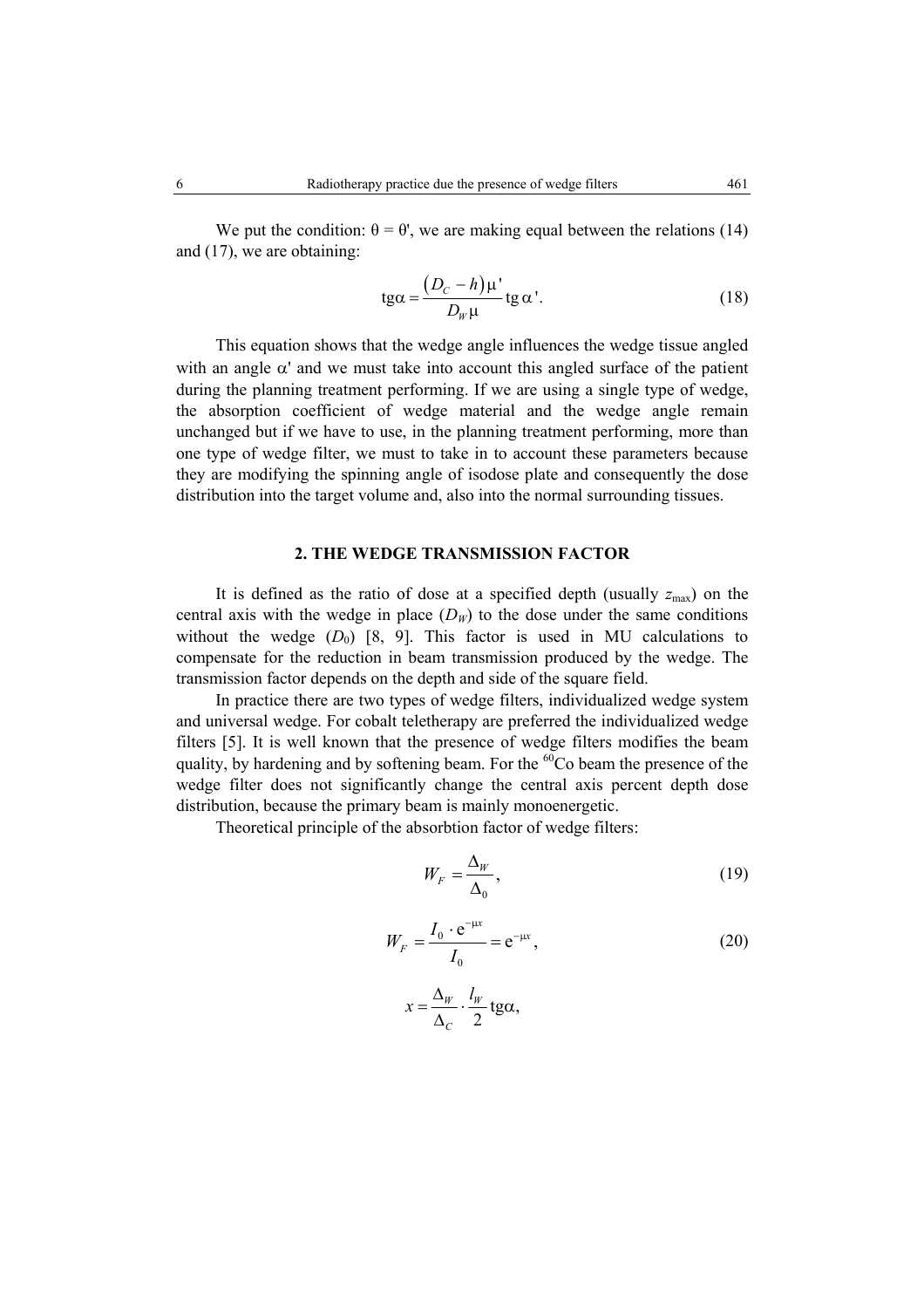We put the condition: $\theta = \theta'$, we are making equal between the relations (14) and (17), we are obtaining:

$$\text{tg}\alpha = \frac{(D_C - h)\mu'}{D_W \mu}\text{tg}\,\alpha'. \tag{18}$$

This equation shows that the wedge angle influences the wedge tissue angled with an angle $\alpha'$ and we must take into account this angled surface of the patient during the planning treatment performing. If we are using a single type of wedge, the absorption coefficient of wedge material and the wedge angle remain unchanged but if we have to use, in the planning treatment performing, more than one type of wedge filter, we must to take in to account these parameters because they are modifying the spinning angle of isodose plate and consequently the dose distribution into the target volume and, also into the normal surrounding tissues.

## 2. THE WEDGE TRANSMISSION FACTOR

It is defined as the ratio of dose at a specified depth (usually $z_{\max}$) on the central axis with the wedge in place ($D_W$) to the dose under the same conditions without the wedge ($D_0$) [8, 9]. This factor is used in MU calculations to compensate for the reduction in beam transmission produced by the wedge. The transmission factor depends on the depth and side of the square field.

In practice there are two types of wedge filters, individualized wedge system and universal wedge. For cobalt teletherapy are preferred the individualized wedge filters [5]. It is well known that the presence of wedge filters modifies the beam quality, by hardening and by softening beam. For the $^{60}$Co beam the presence of the wedge filter does not significantly change the central axis percent depth dose distribution, because the primary beam is mainly monoenergetic.

Theoretical principle of the absorbtion factor of wedge filters:

$$W_F = \frac{\Delta_W}{\Delta_0}, \tag{19}$$

$$W_F = \frac{I_0 \cdot \text{e}^{-\mu x}}{I_0} = \text{e}^{-\mu x}, \tag{20}$$

$$x = \frac{\Delta_W}{\Delta_C} \cdot \frac{l_W}{2}\text{tg}\alpha,$$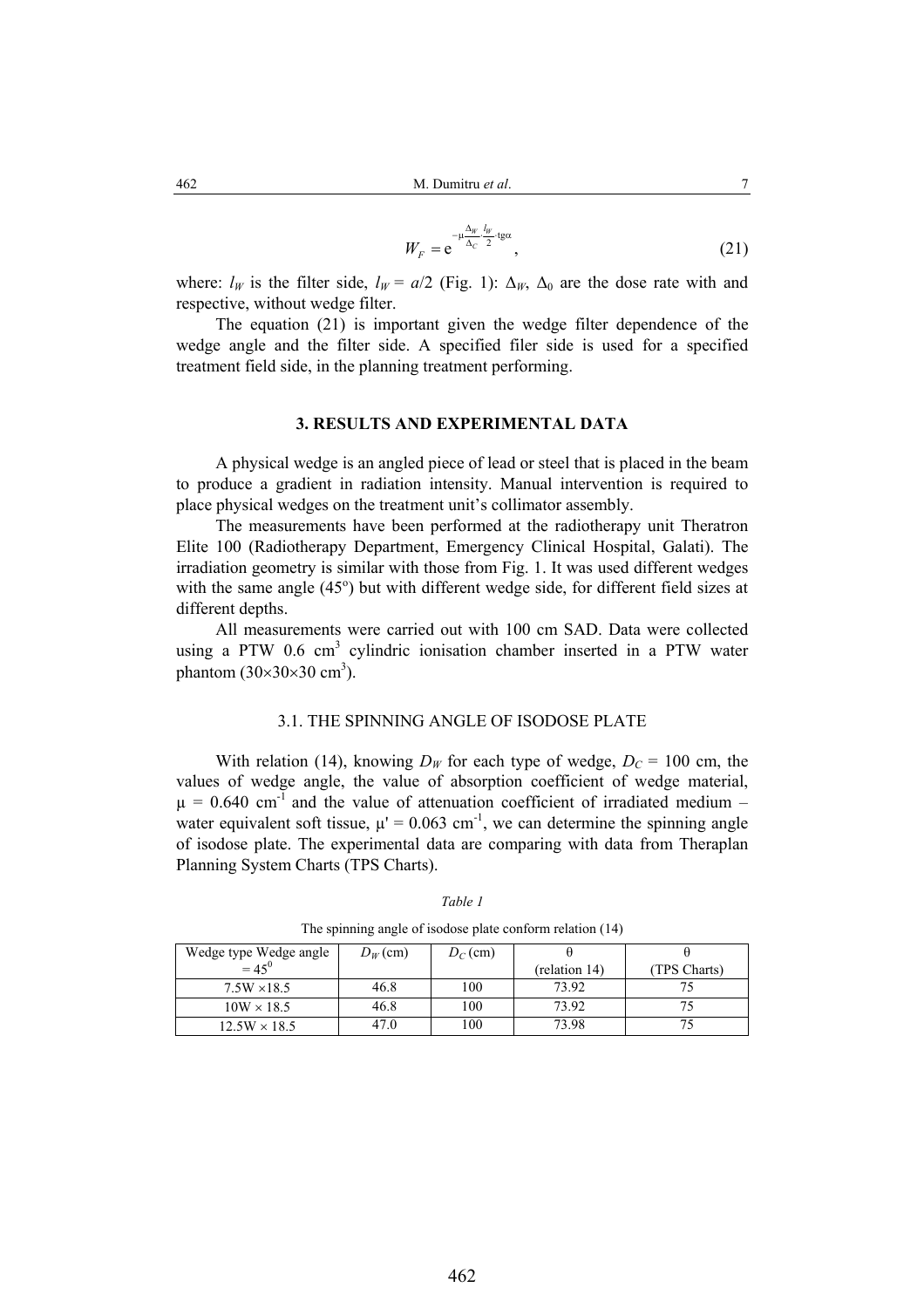$$W_F = \mathrm{e}^{-\mu \frac{\Delta_W}{\Delta_C} \cdot \frac{l_W}{2} \cdot \mathrm{tg}\alpha}, \tag{21}$$

where: $l_W$ is the filter side, $l_W = a/2$ (Fig. 1): $\Delta_W$, $\Delta_0$ are the dose rate with and respective, without wedge filter.

The equation (21) is important given the wedge filter dependence of the wedge angle and the filter side. A specified filer side is used for a specified treatment field side, in the planning treatment performing.

## 3. RESULTS AND EXPERIMENTAL DATA

A physical wedge is an angled piece of lead or steel that is placed in the beam to produce a gradient in radiation intensity. Manual intervention is required to place physical wedges on the treatment unit's collimator assembly.

The measurements have been performed at the radiotherapy unit Theratron Elite 100 (Radiotherapy Department, Emergency Clinical Hospital, Galati). The irradiation geometry is similar with those from Fig. 1. It was used different wedges with the same angle (45°) but with different wedge side, for different field sizes at different depths.

All measurements were carried out with 100 cm SAD. Data were collected using a PTW 0.6 cm$^3$ cylindric ionisation chamber inserted in a PTW water phantom ($30\times30\times30$ cm$^3$).

### 3.1. THE SPINNING ANGLE OF ISODOSE PLATE

With relation (14), knowing $D_W$ for each type of wedge, $D_C$ = 100 cm, the values of wedge angle, the value of absorption coefficient of wedge material, $\mu$ = 0.640 cm$^{-1}$ and the value of attenuation coefficient of irradiated medium – water equivalent soft tissue, $\mu'$ = 0.063 cm$^{-1}$, we can determine the spinning angle of isodose plate. The experimental data are comparing with data from Theraplan Planning System Charts (TPS Charts).

*Table 1*

The spinning angle of isodose plate conform relation (14)

| Wedge type Wedge angle = $45^0$ | $D_W$ (cm) | $D_C$ (cm) | $\theta$ (relation 14) | $\theta$ (TPS Charts) |
|---|---|---|---|---|
| 7.5W ×18.5 | 46.8 | 100 | 73.92 | 75 |
| 10W × 18.5 | 46.8 | 100 | 73.92 | 75 |
| 12.5W × 18.5 | 47.0 | 100 | 73.98 | 75 |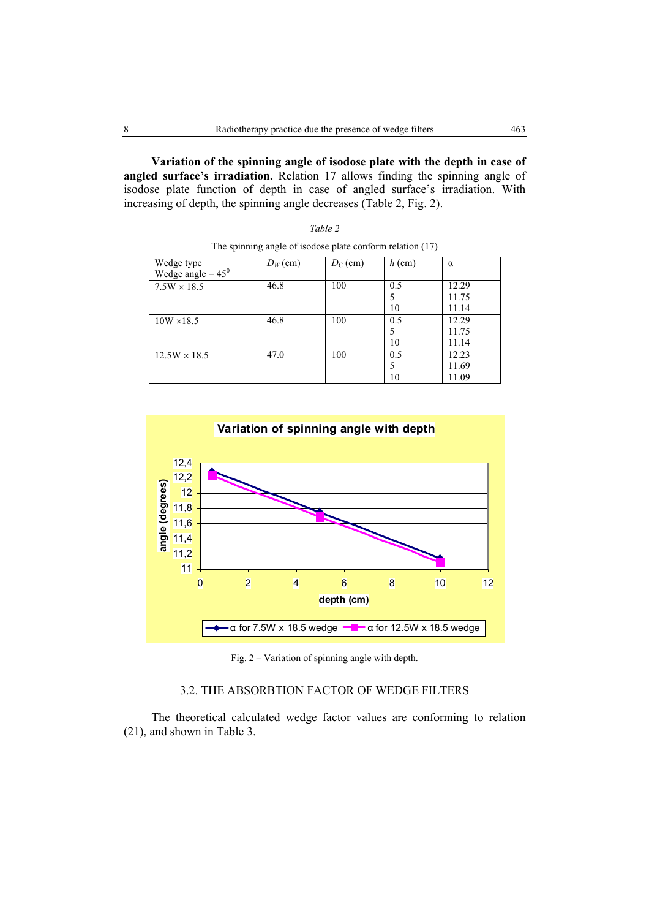**Variation of the spinning angle of isodose plate with the depth in case of angled surface's irradiation.** Relation 17 allows finding the spinning angle of isodose plate function of depth in case of angled surface's irradiation. With increasing of depth, the spinning angle decreases (Table 2, Fig. 2).

*Table 2*

The spinning angle of isodose plate conform relation (17)

| Wedge type<br>Wedge angle = $45^0$ | $D_W$ (cm) | $D_C$ (cm) | $h$ (cm) | α |
|---|---|---|---|---|
| 7.5W × 18.5 | 46.8 | 100 | 0.5<br>5<br>10 | 12.29<br>11.75<br>11.14 |
| 10W ×18.5 | 46.8 | 100 | 0.5<br>5<br>10 | 12.29<br>11.75<br>11.14 |
| 12.5W × 18.5 | 47.0 | 100 | 0.5<br>5<br>10 | 12.23<br>11.69<br>11.09 |

Fig. 2 – Variation of spinning angle with depth.

## 3.2. THE ABSORBTION FACTOR OF WEDGE FILTERS

The theoretical calculated wedge factor values are conforming to relation (21), and shown in Table 3.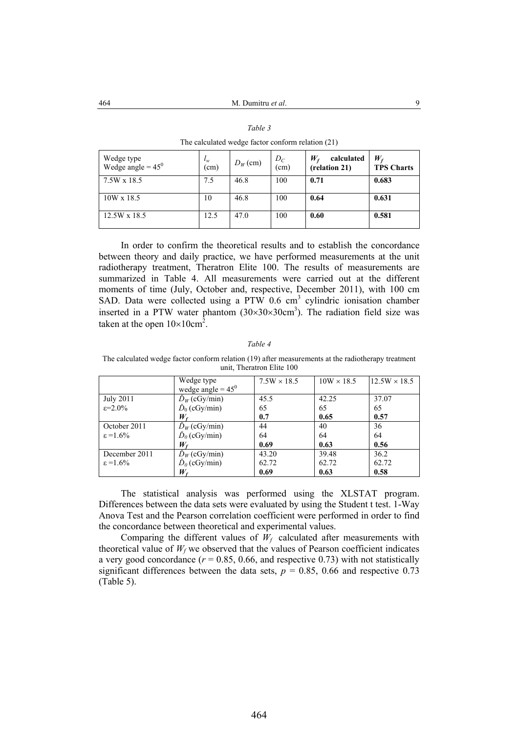*Table 3*

The calculated wedge factor conform relation (21)

| Wedge type<br>Wedge angle = $45^0$ | $l_w$ (cm) | $D_W$ (cm) | $D_C$ (cm) | $W_f$ calculated (relation 21) | $W_f$ TPS Charts |
|---|---|---|---|---|---|
| 7.5W x 18.5 | 7.5 | 46.8 | 100 | **0.71** | **0.683** |
| 10W x 18.5 | 10 | 46.8 | 100 | **0.64** | **0.631** |
| 12.5W x 18.5 | 12.5 | 47.0 | 100 | **0.60** | **0.581** |

In order to confirm the theoretical results and to establish the concordance between theory and daily practice, we have performed measurements at the unit radiotherapy treatment, Theratron Elite 100. The results of measurements are summarized in Table 4. All measurements were carried out at the different moments of time (July, October and, respective, December 2011), with 100 cm SAD. Data were collected using a PTW 0.6 $cm^3$ cylindric ionisation chamber inserted in a PTW water phantom ($30\times30\times30 cm^3$). The radiation field size was taken at the open $10\times10 cm^2$.

*Table 4*

The calculated wedge factor conform relation (19) after measurements at the radiotherapy treatment unit, Theratron Elite 100

| | Wedge type<br>wedge angle = $45^0$ | $7.5W \times 18.5$ | $10W \times 18.5$ | $12.5W \times 18.5$ |
|---|---|---|---|---|
| July 2011<br>$\varepsilon$=2.0% | $\dot{D}_W$ (cGy/min)<br>$\dot{D}_0$ (cGy/min)<br>$W_f$ | 45.5<br>65<br>**0.7** | 42.25<br>65<br>**0.65** | 37.07<br>65<br>**0.57** |
| October 2011<br>$\varepsilon$ =1.6% | $\dot{D}_W$ (cGy/min)<br>$\dot{D}_0$ (cGy/min)<br>$W_f$ | 44<br>64<br>**0.69** | 40<br>64<br>**0.63** | 36<br>64<br>**0.56** |
| December 2011<br>$\varepsilon$ =1.6% | $\dot{D}_W$ (cGy/min)<br>$\dot{D}_0$ (cGy/min)<br>$W_f$ | 43.20<br>62.72<br>**0.69** | 39.48<br>62.72<br>**0.63** | 36.2<br>62.72<br>**0.58** |

The statistical analysis was performed using the XLSTAT program. Differences between the data sets were evaluated by using the Student t test. 1-Way Anova Test and the Pearson correlation coefficient were performed in order to find the concordance between theoretical and experimental values.

Comparing the different values of $W_f$ calculated after measurements with theoretical value of $W_f$ we observed that the values of Pearson coefficient indicates a very good concordance ($r$ = 0.85, 0.66, and respective 0.73) with not statistically significant differences between the data sets, $p$ = 0.85, 0.66 and respective 0.73 (Table 5).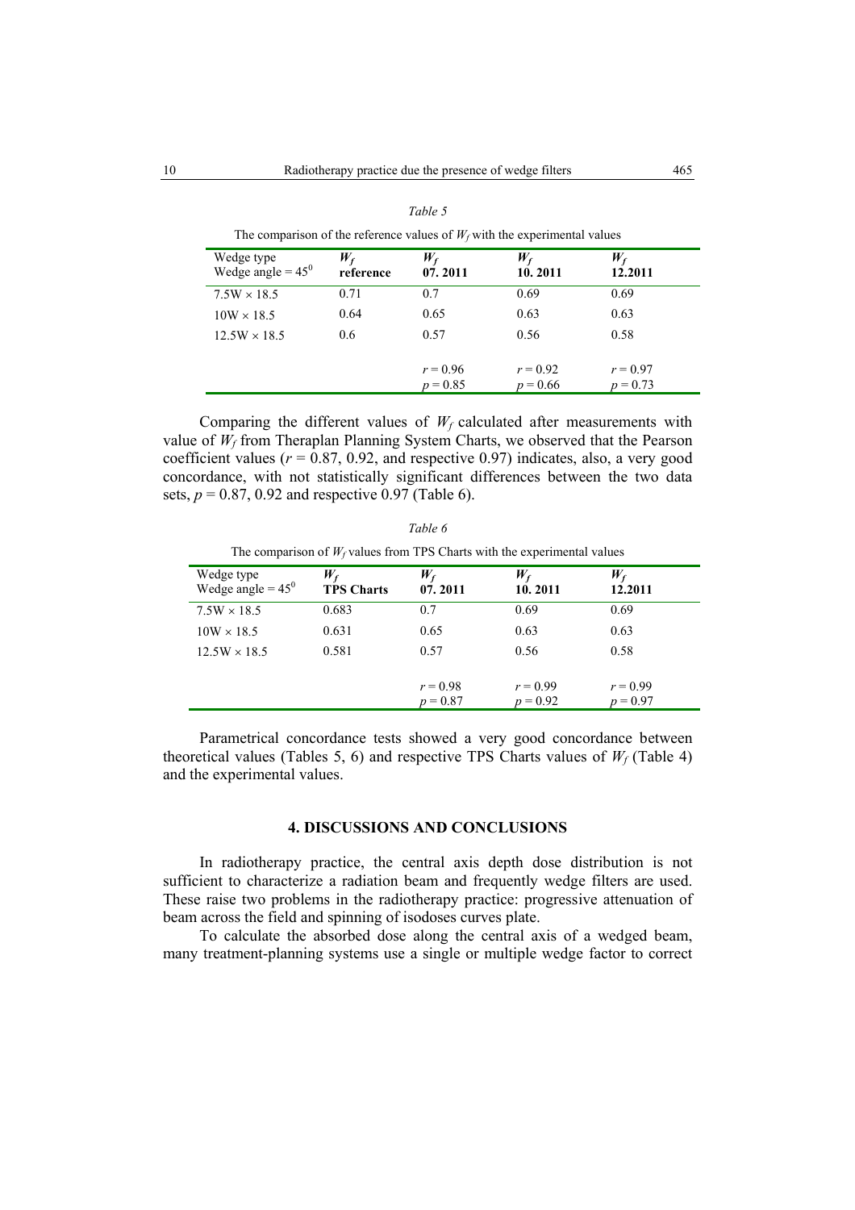*Table 5*

The comparison of the reference values of $W_f$ with the experimental values

| Wedge type<br>Wedge angle = $45^0$ | $W_f$<br>**reference** | $W_f$<br>**07. 2011** | $W_f$<br>**10. 2011** | $W_f$<br>**12.2011** |
|---|---|---|---|---|
| 7.5W × 18.5 | 0.71 | 0.7 | 0.69 | 0.69 |
| 10W × 18.5 | 0.64 | 0.65 | 0.63 | 0.63 |
| 12.5W × 18.5 | 0.6 | 0.57 | 0.56 | 0.58 |
| | | $r = 0.96$<br>$p = 0.85$ | $r = 0.92$<br>$p = 0.66$ | $r = 0.97$<br>$p = 0.73$ |

Comparing the different values of $W_f$ calculated after measurements with value of $W_f$ from Theraplan Planning System Charts, we observed that the Pearson coefficient values ($r = 0.87$, 0.92, and respective 0.97) indicates, also, a very good concordance, with not statistically significant differences between the two data sets, $p = 0.87$, 0.92 and respective 0.97 (Table 6).

*Table 6*

The comparison of $W_f$ values from TPS Charts with the experimental values

| Wedge type<br>Wedge angle = $45^0$ | $W_f$<br>**TPS Charts** | $W_f$<br>**07. 2011** | $W_f$<br>**10. 2011** | $W_f$<br>**12.2011** |
|---|---|---|---|---|
| 7.5W × 18.5 | 0.683 | 0.7 | 0.69 | 0.69 |
| 10W × 18.5 | 0.631 | 0.65 | 0.63 | 0.63 |
| 12.5W × 18.5 | 0.581 | 0.57 | 0.56 | 0.58 |
| | | $r = 0.98$<br>$p = 0.87$ | $r = 0.99$<br>$p = 0.92$ | $r = 0.99$<br>$p = 0.97$ |

Parametrical concordance tests showed a very good concordance between theoretical values (Tables 5, 6) and respective TPS Charts values of $W_f$ (Table 4) and the experimental values.

## 4. DISCUSSIONS AND CONCLUSIONS

In radiotherapy practice, the central axis depth dose distribution is not sufficient to characterize a radiation beam and frequently wedge filters are used. These raise two problems in the radiotherapy practice: progressive attenuation of beam across the field and spinning of isodoses curves plate.

To calculate the absorbed dose along the central axis of a wedged beam, many treatment-planning systems use a single or multiple wedge factor to correct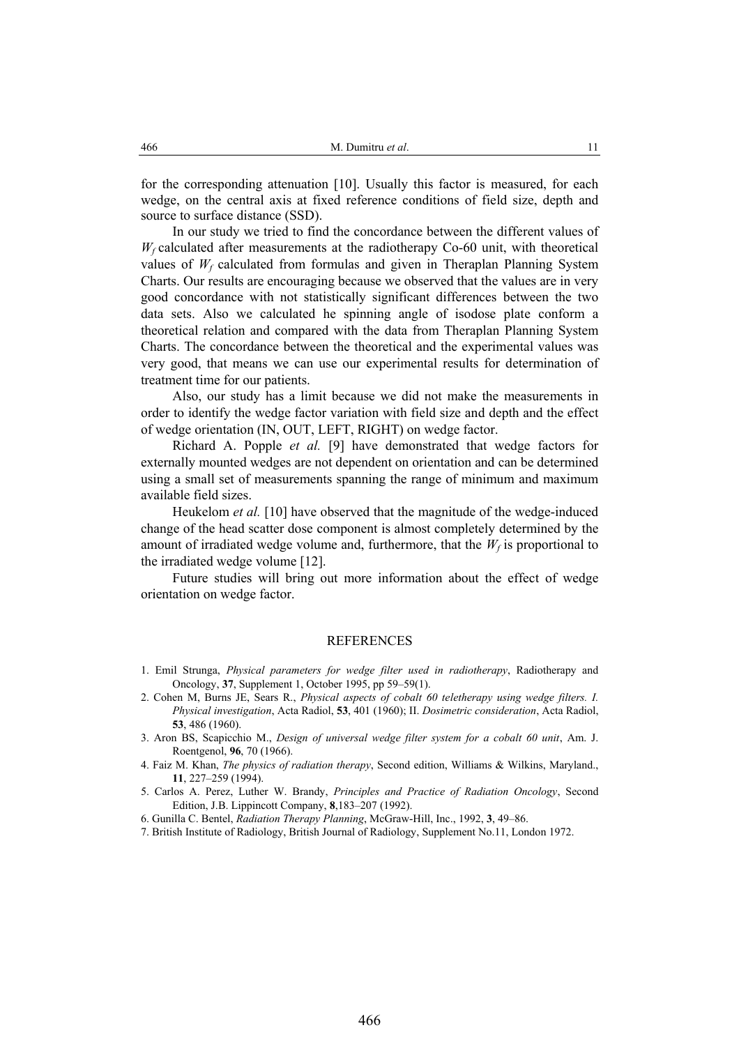for the corresponding attenuation [10]. Usually this factor is measured, for each wedge, on the central axis at fixed reference conditions of field size, depth and source to surface distance (SSD).

In our study we tried to find the concordance between the different values of $W_f$ calculated after measurements at the radiotherapy Co-60 unit, with theoretical values of $W_f$ calculated from formulas and given in Theraplan Planning System Charts. Our results are encouraging because we observed that the values are in very good concordance with not statistically significant differences between the two data sets. Also we calculated he spinning angle of isodose plate conform a theoretical relation and compared with the data from Theraplan Planning System Charts. The concordance between the theoretical and the experimental values was very good, that means we can use our experimental results for determination of treatment time for our patients.

Also, our study has a limit because we did not make the measurements in order to identify the wedge factor variation with field size and depth and the effect of wedge orientation (IN, OUT, LEFT, RIGHT) on wedge factor.

Richard A. Popple *et al.* [9] have demonstrated that wedge factors for externally mounted wedges are not dependent on orientation and can be determined using a small set of measurements spanning the range of minimum and maximum available field sizes.

Heukelom *et al.* [10] have observed that the magnitude of the wedge-induced change of the head scatter dose component is almost completely determined by the amount of irradiated wedge volume and, furthermore, that the $W_f$ is proportional to the irradiated wedge volume [12].

Future studies will bring out more information about the effect of wedge orientation on wedge factor.

## REFERENCES

1. Emil Strunga, *Physical parameters for wedge filter used in radiotherapy*, Radiotherapy and Oncology, **37**, Supplement 1, October 1995, pp 59–59(1).
2. Cohen M, Burns JE, Sears R., *Physical aspects of cobalt 60 teletherapy using wedge filters. I. Physical investigation*, Acta Radiol, **53**, 401 (1960); II. *Dosimetric consideration*, Acta Radiol, **53**, 486 (1960).
3. Aron BS, Scapicchio M., *Design of universal wedge filter system for a cobalt 60 unit*, Am. J. Roentgenol, **96**, 70 (1966).
4. Faiz M. Khan, *The physics of radiation therapy*, Second edition, Williams & Wilkins, Maryland., **11**, 227–259 (1994).
5. Carlos A. Perez, Luther W. Brandy, *Principles and Practice of Radiation Oncology*, Second Edition, J.B. Lippincott Company, **8**,183–207 (1992).
6. Gunilla C. Bentel, *Radiation Therapy Planning*, McGraw-Hill, Inc., 1992, **3**, 49–86.
7. British Institute of Radiology, British Journal of Radiology, Supplement No.11, London 1972.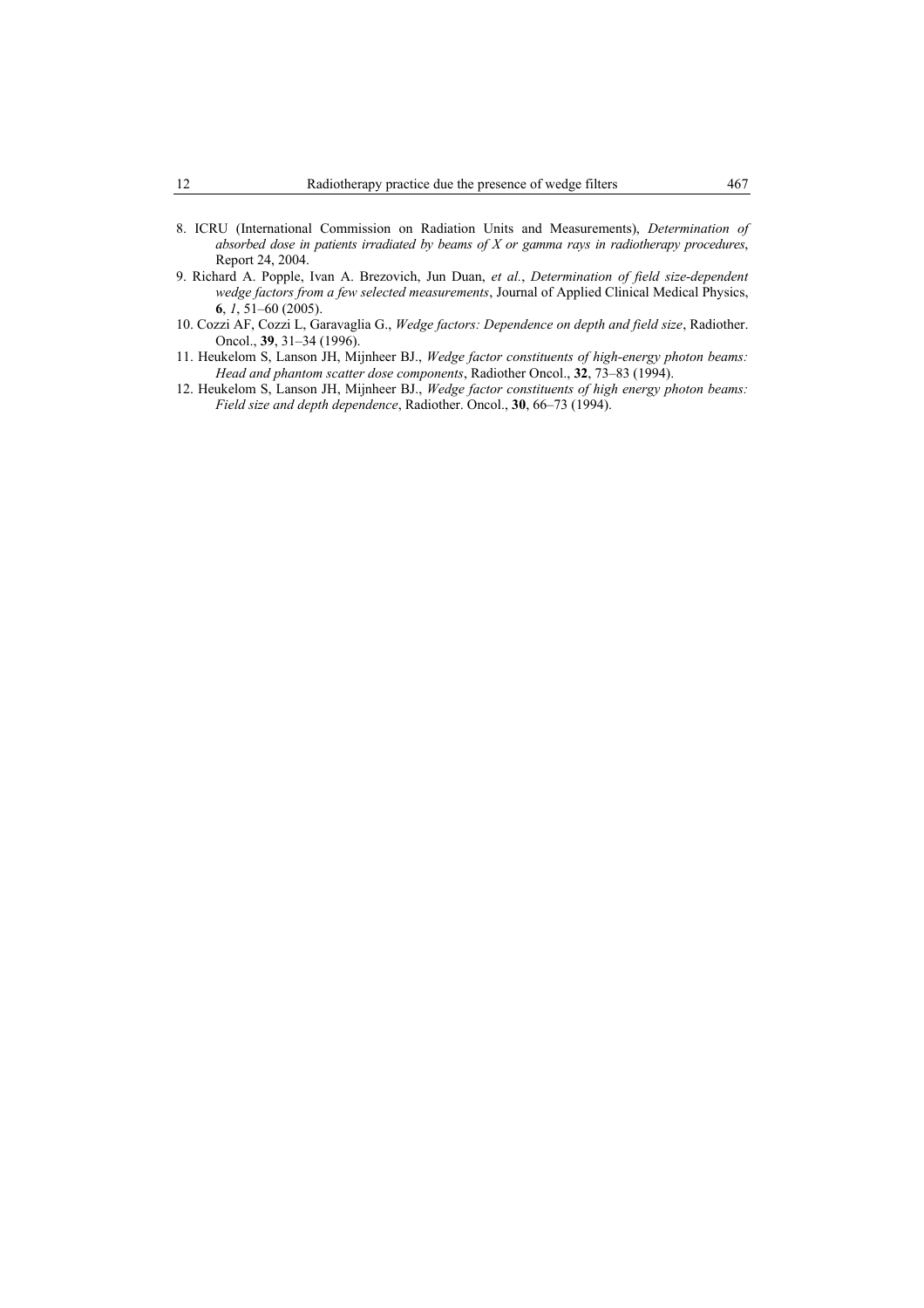8. ICRU (International Commission on Radiation Units and Measurements), *Determination of absorbed dose in patients irradiated by beams of X or gamma rays in radiotherapy procedures*, Report 24, 2004.
9. Richard A. Popple, Ivan A. Brezovich, Jun Duan, *et al.*, *Determination of field size-dependent wedge factors from a few selected measurements*, Journal of Applied Clinical Medical Physics, **6**, *1*, 51–60 (2005).
10. Cozzi AF, Cozzi L, Garavaglia G., *Wedge factors: Dependence on depth and field size*, Radiother. Oncol., **39**, 31–34 (1996).
11. Heukelom S, Lanson JH, Mijnheer BJ., *Wedge factor constituents of high-energy photon beams: Head and phantom scatter dose components*, Radiother Oncol., **32**, 73–83 (1994).
12. Heukelom S, Lanson JH, Mijnheer BJ., *Wedge factor constituents of high energy photon beams: Field size and depth dependence*, Radiother. Oncol., **30**, 66–73 (1994).